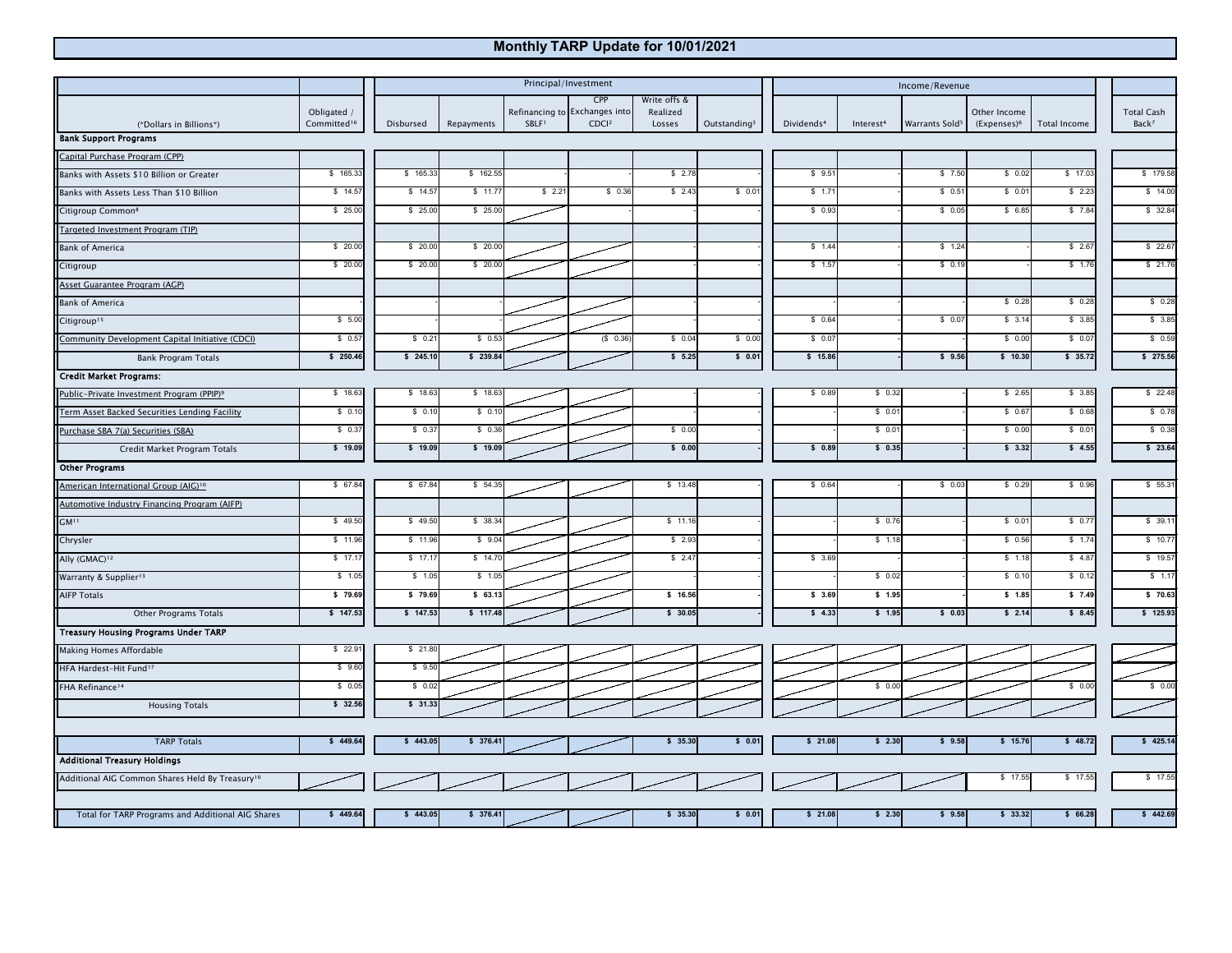# Monthly TARP Update for 10/01/2021

| (*Dollars in Billions*) | Obligated / Committed[16] | Disbursed | Repayments | Refinancing to SBLF[1] | CPP Exchanges into CDCI[2] | Write offs & Realized Losses | Outstanding[3] | Dividends[4] | Interest[4] | Warrants Sold[5] | Other Income (Expenses)[6] | Total Income | Total Cash Back[7] |
|---|---|---|---|---|---|---|---|---|---|---|---|---|---|
| | | Principal/Investment | | | | | | Income/Revenue | | | | | |
| **Bank Support Programs** | | | | | | | | | | | | | |
| Capital Purchase Program (CPP) | | | | | | | | | | | | | |
| Banks with Assets $10 Billion or Greater | $ 165.33 | $ 165.33 | $ 162.55 | - | - | $ 2.78 | - | $ 9.51 | - | $ 7.50 | $ 0.02 | $ 17.03 | $ 179.58 |
| Banks with Assets Less Than $10 Billion | $ 14.57 | $ 14.57 | $ 11.77 | $ 2.21 | $ 0.36 | $ 2.43 | $ 0.01 | $ 1.71 | - | $ 0.51 | $ 0.01 | $ 2.23 | $ 14.00 |
| Citigroup Common[8] | $ 25.00 | $ 25.00 | $ 25.00 | | - | - | - | $ 0.93 | - | $ 0.05 | $ 6.85 | $ 7.84 | $ 32.84 |
| Targeted Investment Program (TIP) | | | | | | | | | | | | | |
| Bank of America | $ 20.00 | $ 20.00 | $ 20.00 | | | - | - | $ 1.44 | - | $ 1.24 | - | $ 2.67 | $ 22.67 |
| Citigroup | $ 20.00 | $ 20.00 | $ 20.00 | | | - | - | $ 1.57 | - | $ 0.19 | - | $ 1.76 | $ 21.76 |
| Asset Guarantee Program (AGP) | | | | | | | | | | | | | |
| Bank of America | - | - | - | | | - | - | - | - | - | $ 0.28 | $ 0.28 | $ 0.28 |
| Citigroup[15] | $ 5.00 | - | - | | | - | - | $ 0.64 | - | $ 0.07 | $ 3.14 | $ 3.85 | $ 3.85 |
| Community Development Capital Initiative (CDCI) | $ 0.57 | $ 0.21 | $ 0.53 | | ($ 0.36) | $ 0.04 | $ 0.00 | $ 0.07 | - | - | $ 0.00 | $ 0.07 | $ 0.59 |
| Bank Program Totals | **$ 250.46** | **$ 245.10** | **$ 239.84** | | | **$ 5.25** | **$ 0.01** | **$ 15.86** | **-** | **$ 9.56** | **$ 10.30** | **$ 35.72** | **$ 275.56** |
| **Credit Market Programs:** | | | | | | | | | | | | | |
| Public-Private Investment Program (PPIP)[9] | $ 18.63 | $ 18.63 | $ 18.63 | | | - | - | $ 0.89 | $ 0.32 | - | $ 2.65 | $ 3.85 | $ 22.48 |
| Term Asset Backed Securities Lending Facility | $ 0.10 | $ 0.10 | $ 0.10 | | | - | - | - | $ 0.01 | - | $ 0.67 | $ 0.68 | $ 0.78 |
| Purchase SBA 7(a) Securities (SBA) | $ 0.37 | $ 0.37 | $ 0.36 | | | $ 0.00 | - | - | $ 0.01 | - | $ 0.00 | $ 0.01 | $ 0.38 |
| Credit Market Program Totals | **$ 19.09** | **$ 19.09** | **$ 19.09** | | | **$ 0.00** | **-** | **$ 0.89** | **$ 0.35** | **-** | **$ 3.32** | **$ 4.55** | **$ 23.64** |
| **Other Programs** | | | | | | | | | | | | | |
| American International Group (AIG)[10] | $ 67.84 | $ 67.84 | $ 54.35 | | | $ 13.48 | - | $ 0.64 | - | $ 0.03 | $ 0.29 | $ 0.96 | $ 55.31 |
| Automotive Industry Financing Program (AIFP) | | | | | | | | | | | | | |
| GM[11] | $ 49.50 | $ 49.50 | $ 38.34 | | | $ 11.16 | - | - | $ 0.76 | - | $ 0.01 | $ 0.77 | $ 39.11 |
| Chrysler | $ 11.96 | $ 11.96 | $ 9.04 | | | $ 2.93 | - | - | $ 1.18 | - | $ 0.56 | $ 1.74 | $ 10.77 |
| Ally (GMAC)[12] | $ 17.17 | $ 17.17 | $ 14.70 | | | $ 2.47 | - | $ 3.69 | - | - | $ 1.18 | $ 4.87 | $ 19.57 |
| Warranty & Supplier[13] | $ 1.05 | $ 1.05 | $ 1.05 | | | - | - | - | $ 0.02 | - | $ 0.10 | $ 0.12 | $ 1.17 |
| AIFP Totals | **$ 79.69** | **$ 79.69** | **$ 63.13** | | | **$ 16.56** | **-** | **$ 3.69** | **$ 1.95** | **-** | **$ 1.85** | **$ 7.49** | **$ 70.63** |
| Other Programs Totals | **$ 147.53** | **$ 147.53** | **$ 117.48** | | | **$ 30.05** | **-** | **$ 4.33** | **$ 1.95** | **$ 0.03** | **$ 2.14** | **$ 8.45** | **$ 125.93** |
| **Treasury Housing Programs Under TARP** | | | | | | | | | | | | | |
| Making Homes Affordable | $ 22.91 | $ 21.80 | | | | | | | | | | | |
| HFA Hardest-Hit Fund[17] | $ 9.60 | $ 9.50 | | | | | | | | | | | |
| FHA Refinance[14] | $ 0.05 | $ 0.02 | | | | | | | $ 0.00 | | | $ 0.00 | $ 0.00 |
| Housing Totals | **$ 32.56** | **$ 31.33** | | | | | | | | | | | |
| TARP Totals | **$ 449.64** | **$ 443.05** | **$ 376.41** | | | **$ 35.30** | **$ 0.01** | **$ 21.08** | **$ 2.30** | **$ 9.58** | **$ 15.76** | **$ 48.72** | **$ 425.14** |
| **Additional Treasury Holdings** | | | | | | | | | | | | | |
| Additional AIG Common Shares Held By Treasury[10] | | | | | | | | | | | $ 17.55 | $ 17.55 | $ 17.55 |
| Total for TARP Programs and Additional AIG Shares | **$ 449.64** | **$ 443.05** | **$ 376.41** | | | **$ 35.30** | **$ 0.01** | **$ 21.08** | **$ 2.30** | **$ 9.58** | **$ 33.32** | **$ 66.28** | **$ 442.69** |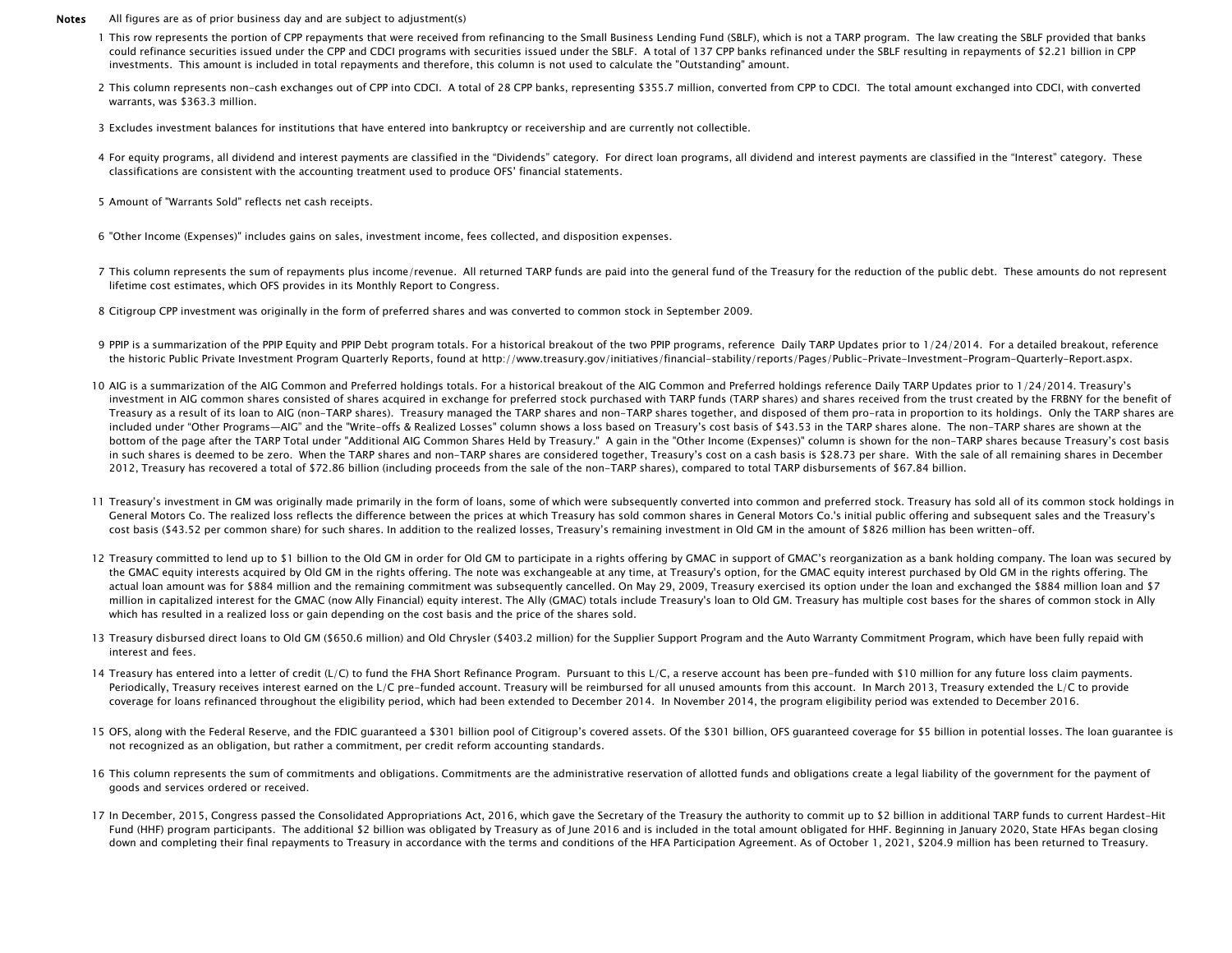**Notes** All figures are as of prior business day and are subject to adjustment(s)

1. This row represents the portion of CPP repayments that were received from refinancing to the Small Business Lending Fund (SBLF), which is not a TARP program. The law creating the SBLF provided that banks could refinance securities issued under the CPP and CDCI programs with securities issued under the SBLF. A total of 137 CPP banks refinanced under the SBLF resulting in repayments of $2.21 billion in CPP investments. This amount is included in total repayments and therefore, this column is not used to calculate the "Outstanding" amount.

2. This column represents non-cash exchanges out of CPP into CDCI. A total of 28 CPP banks, representing $355.7 million, converted from CPP to CDCI. The total amount exchanged into CDCI, with converted warrants, was $363.3 million.

3. Excludes investment balances for institutions that have entered into bankruptcy or receivership and are currently not collectible.

4. For equity programs, all dividend and interest payments are classified in the "Dividends" category. For direct loan programs, all dividend and interest payments are classified in the "Interest" category. These classifications are consistent with the accounting treatment used to produce OFS' financial statements.

5. Amount of "Warrants Sold" reflects net cash receipts.

6. "Other Income (Expenses)" includes gains on sales, investment income, fees collected, and disposition expenses.

7. This column represents the sum of repayments plus income/revenue. All returned TARP funds are paid into the general fund of the Treasury for the reduction of the public debt. These amounts do not represent lifetime cost estimates, which OFS provides in its Monthly Report to Congress.

8. Citigroup CPP investment was originally in the form of preferred shares and was converted to common stock in September 2009.

9. PPIP is a summarization of the PPIP Equity and PPIP Debt program totals. For a historical breakout of the two PPIP programs, reference Daily TARP Updates prior to 1/24/2014. For a detailed breakout, reference the historic Public Private Investment Program Quarterly Reports, found at http://www.treasury.gov/initiatives/financial-stability/reports/Pages/Public-Private-Investment-Program-Quarterly-Report.aspx.

10. AIG is a summarization of the AIG Common and Preferred holdings totals. For a historical breakout of the AIG Common and Preferred holdings reference Daily TARP Updates prior to 1/24/2014. Treasury's investment in AIG common shares consisted of shares acquired in exchange for preferred stock purchased with TARP funds (TARP shares) and shares received from the trust created by the FRBNY for the benefit of Treasury as a result of its loan to AIG (non-TARP shares). Treasury managed the TARP shares and non-TARP shares together, and disposed of them pro-rata in proportion to its holdings. Only the TARP shares are included under "Other Programs—AIG" and the "Write-offs & Realized Losses" column shows a loss based on Treasury's cost basis of $43.53 in the TARP shares alone. The non-TARP shares are shown at the bottom of the page after the TARP Total under "Additional AIG Common Shares Held by Treasury." A gain in the "Other Income (Expenses)" column is shown for the non-TARP shares because Treasury's cost basis in such shares is deemed to be zero. When the TARP shares and non-TARP shares are considered together, Treasury's cost on a cash basis is $28.73 per share. With the sale of all remaining shares in December 2012, Treasury has recovered a total of $72.86 billion (including proceeds from the sale of the non-TARP shares), compared to total TARP disbursements of $67.84 billion.

11. Treasury's investment in GM was originally made primarily in the form of loans, some of which were subsequently converted into common and preferred stock. Treasury has sold all of its common stock holdings in General Motors Co. The realized loss reflects the difference between the prices at which Treasury has sold common shares in General Motors Co.'s initial public offering and subsequent sales and the Treasury's cost basis ($43.52 per common share) for such shares. In addition to the realized losses, Treasury's remaining investment in Old GM in the amount of $826 million has been written-off.

12. Treasury committed to lend up to $1 billion to the Old GM in order for Old GM to participate in a rights offering by GMAC in support of GMAC's reorganization as a bank holding company. The loan was secured by the GMAC equity interests acquired by Old GM in the rights offering. The note was exchangeable at any time, at Treasury's option, for the GMAC equity interest purchased by Old GM in the rights offering. The actual loan amount was for $884 million and the remaining commitment was subsequently cancelled. On May 29, 2009, Treasury exercised its option under the loan and exchanged the $884 million loan and $7 million in capitalized interest for the GMAC (now Ally Financial) equity interest. The Ally (GMAC) totals include Treasury's loan to Old GM. Treasury has multiple cost bases for the shares of common stock in Ally which has resulted in a realized loss or gain depending on the cost basis and the price of the shares sold.

13. Treasury disbursed direct loans to Old GM ($650.6 million) and Old Chrysler ($403.2 million) for the Supplier Support Program and the Auto Warranty Commitment Program, which have been fully repaid with interest and fees.

14. Treasury has entered into a letter of credit (L/C) to fund the FHA Short Refinance Program. Pursuant to this L/C, a reserve account has been pre-funded with $10 million for any future loss claim payments. Periodically, Treasury receives interest earned on the L/C pre-funded account. Treasury will be reimbursed for all unused amounts from this account. In March 2013, Treasury extended the L/C to provide coverage for loans refinanced throughout the eligibility period, which had been extended to December 2014. In November 2014, the program eligibility period was extended to December 2016.

15. OFS, along with the Federal Reserve, and the FDIC guaranteed a $301 billion pool of Citigroup's covered assets. Of the $301 billion, OFS guaranteed coverage for $5 billion in potential losses. The loan guarantee is not recognized as an obligation, but rather a commitment, per credit reform accounting standards.

16. This column represents the sum of commitments and obligations. Commitments are the administrative reservation of allotted funds and obligations create a legal liability of the government for the payment of goods and services ordered or received.

17. In December, 2015, Congress passed the Consolidated Appropriations Act, 2016, which gave the Secretary of the Treasury the authority to commit up to $2 billion in additional TARP funds to current Hardest-Hit Fund (HHF) program participants. The additional $2 billion was obligated by Treasury as of June 2016 and is included in the total amount obligated for HHF. Beginning in January 2020, State HFAs began closing down and completing their final repayments to Treasury in accordance with the terms and conditions of the HFA Participation Agreement. As of October 1, 2021, $204.9 million has been returned to Treasury.